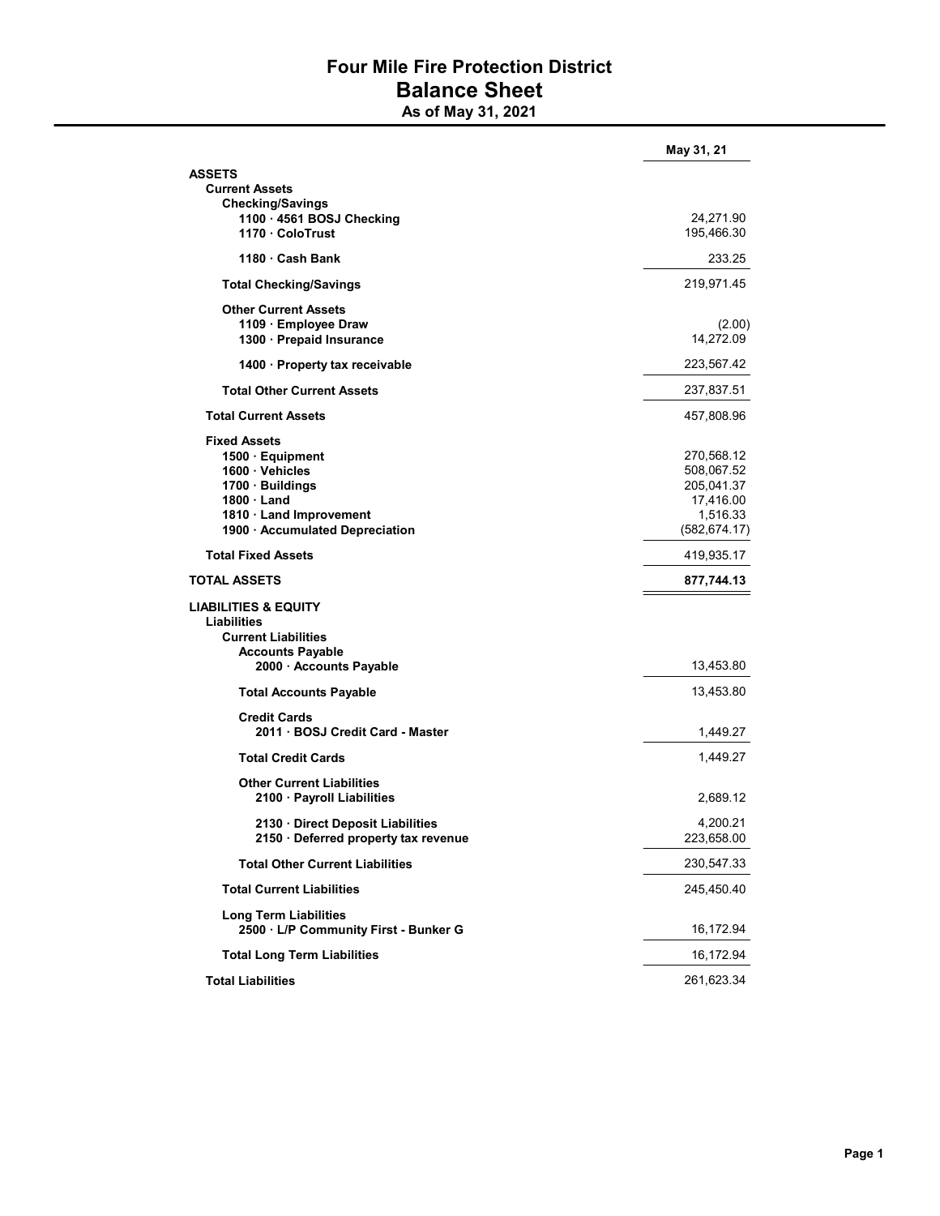# Four Mile Fire Protection District

## Balance Sheet

### As of May 31, 2021

| | May 31, 21 |
|---|---|
| **ASSETS** | |
| **Current Assets** | |
| **Checking/Savings** | |
| **1100 · 4561 BOSJ Checking** | 24,271.90 |
| **1170 · ColoTrust** | 195,466.30 |
| **1180 · Cash Bank** | 233.25 |
| **Total Checking/Savings** | 219,971.45 |
| **Other Current Assets** | |
| **1109 · Employee Draw** | (2.00) |
| **1300 · Prepaid Insurance** | 14,272.09 |
| **1400 · Property tax receivable** | 223,567.42 |
| **Total Other Current Assets** | 237,837.51 |
| **Total Current Assets** | 457,808.96 |
| **Fixed Assets** | |
| **1500 · Equipment** | 270,568.12 |
| **1600 · Vehicles** | 508,067.52 |
| **1700 · Buildings** | 205,041.37 |
| **1800 · Land** | 17,416.00 |
| **1810 · Land Improvement** | 1,516.33 |
| **1900 · Accumulated Depreciation** | (582,674.17) |
| **Total Fixed Assets** | 419,935.17 |
| **TOTAL ASSETS** | **877,744.13** |
| **LIABILITIES & EQUITY** | |
| **Liabilities** | |
| **Current Liabilities** | |
| **Accounts Payable** | |
| **2000 · Accounts Payable** | 13,453.80 |
| **Total Accounts Payable** | 13,453.80 |
| **Credit Cards** | |
| **2011 · BOSJ Credit Card - Master** | 1,449.27 |
| **Total Credit Cards** | 1,449.27 |
| **Other Current Liabilities** | |
| **2100 · Payroll Liabilities** | 2,689.12 |
| **2130 · Direct Deposit Liabilities** | 4,200.21 |
| **2150 · Deferred property tax revenue** | 223,658.00 |
| **Total Other Current Liabilities** | 230,547.33 |
| **Total Current Liabilities** | 245,450.40 |
| **Long Term Liabilities** | |
| **2500 · L/P Community First - Bunker G** | 16,172.94 |
| **Total Long Term Liabilities** | 16,172.94 |
| **Total Liabilities** | 261,623.34 |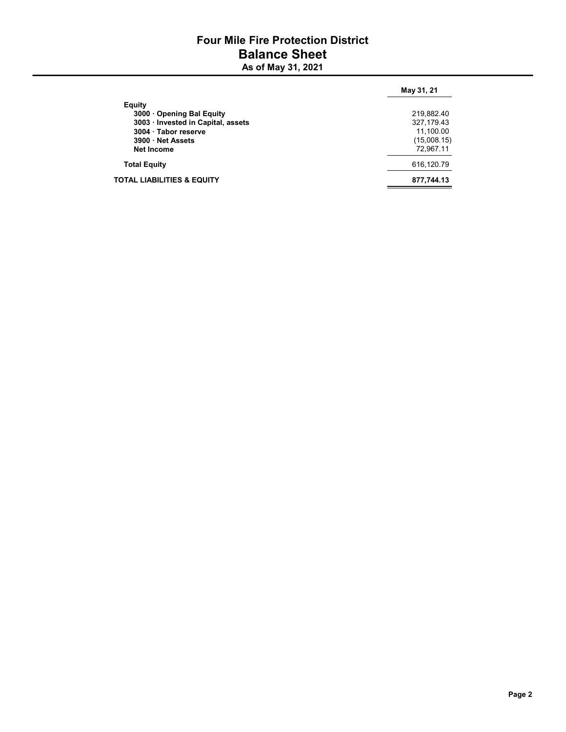# Four Mile Fire Protection District
## Balance Sheet
### As of May 31, 2021

| | May 31, 21 |
|---|---|
| **Equity** | |
| **3000 · Opening Bal Equity** | 219,882.40 |
| **3003 · Invested in Capital, assets** | 327,179.43 |
| **3004 · Tabor reserve** | 11,100.00 |
| **3900 · Net Assets** | (15,008.15) |
| **Net Income** | 72,967.11 |
| **Total Equity** | 616,120.79 |
| **TOTAL LIABILITIES & EQUITY** | **877,744.13** |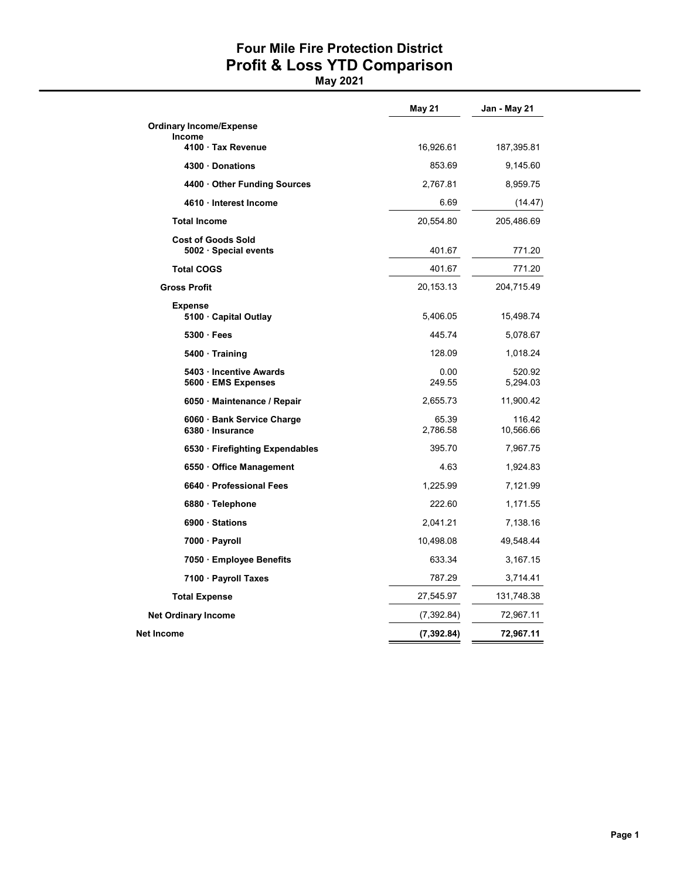# Four Mile Fire Protection District
## Profit & Loss YTD Comparison
**May 2021**

| | May 21 | Jan - May 21 |
|---|---|---|
| **Ordinary Income/Expense** | | |
| **Income** | | |
| **4100 · Tax Revenue** | 16,926.61 | 187,395.81 |
| **4300 · Donations** | 853.69 | 9,145.60 |
| **4400 · Other Funding Sources** | 2,767.81 | 8,959.75 |
| **4610 · Interest Income** | 6.69 | (14.47) |
| **Total Income** | 20,554.80 | 205,486.69 |
| **Cost of Goods Sold** | | |
| **5002 · Special events** | 401.67 | 771.20 |
| **Total COGS** | 401.67 | 771.20 |
| **Gross Profit** | 20,153.13 | 204,715.49 |
| **Expense** | | |
| **5100 · Capital Outlay** | 5,406.05 | 15,498.74 |
| **5300 · Fees** | 445.74 | 5,078.67 |
| **5400 · Training** | 128.09 | 1,018.24 |
| **5403 · Incentive Awards** | 0.00 | 520.92 |
| **5600 · EMS Expenses** | 249.55 | 5,294.03 |
| **6050 · Maintenance / Repair** | 2,655.73 | 11,900.42 |
| **6060 · Bank Service Charge** | 65.39 | 116.42 |
| **6380 · Insurance** | 2,786.58 | 10,566.66 |
| **6530 · Firefighting Expendables** | 395.70 | 7,967.75 |
| **6550 · Office Management** | 4.63 | 1,924.83 |
| **6640 · Professional Fees** | 1,225.99 | 7,121.99 |
| **6880 · Telephone** | 222.60 | 1,171.55 |
| **6900 · Stations** | 2,041.21 | 7,138.16 |
| **7000 · Payroll** | 10,498.08 | 49,548.44 |
| **7050 · Employee Benefits** | 633.34 | 3,167.15 |
| **7100 · Payroll Taxes** | 787.29 | 3,714.41 |
| **Total Expense** | 27,545.97 | 131,748.38 |
| **Net Ordinary Income** | (7,392.84) | 72,967.11 |
| **Net Income** | **(7,392.84)** | **72,967.11** |